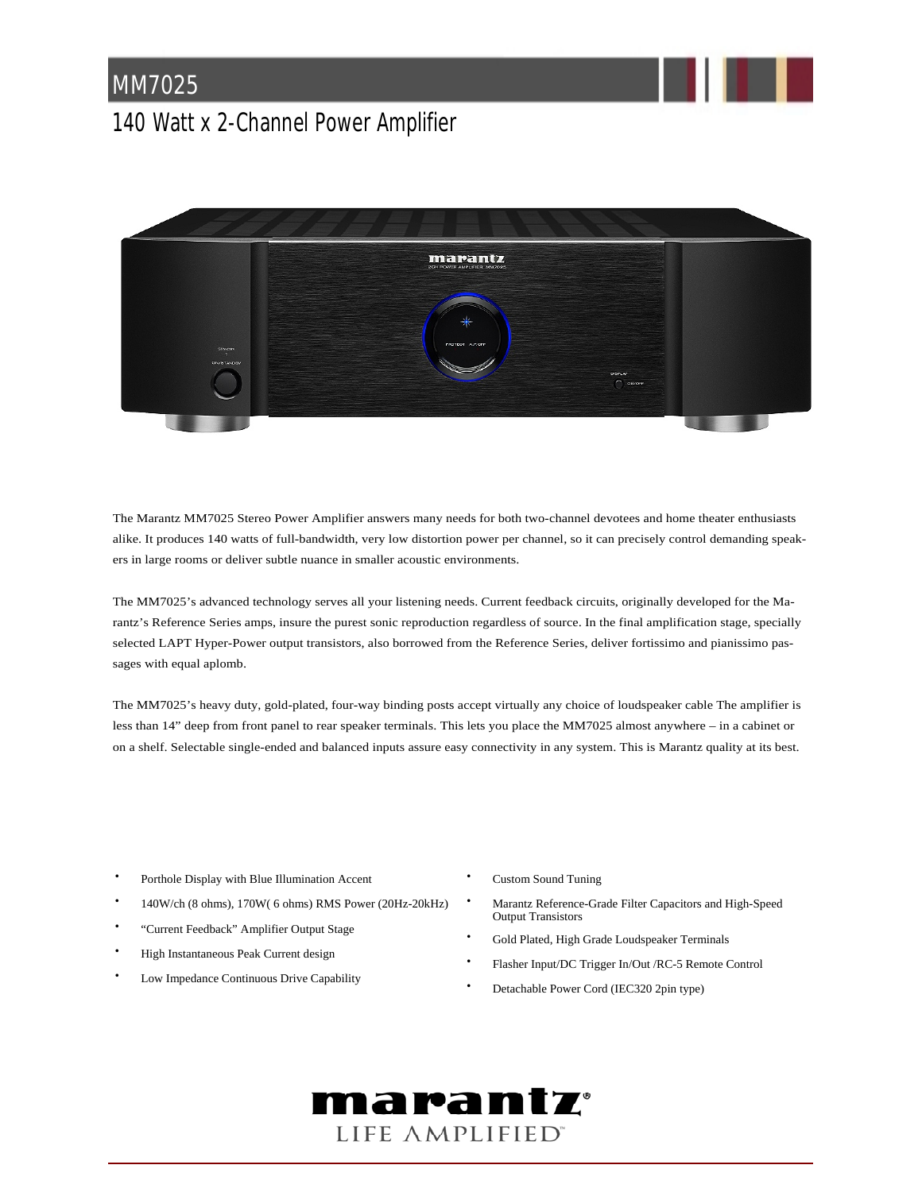# MM7025

## 140 Watt x 2-Channel Power Amplifier

The Marantz MM7025 Stereo Power Amplifier answers many needs for both two-channel devotees and home theater enthusiasts alike. It produces 140 watts of full-bandwidth, very low distortion power per channel, so it can precisely control demanding speakers in large rooms or deliver subtle nuance in smaller acoustic environments.

The MM7025's advanced technology serves all your listening needs. Current feedback circuits, originally developed for the Marantz's Reference Series amps, insure the purest sonic reproduction regardless of source. In the final amplification stage, specially selected LAPT Hyper-Power output transistors, also borrowed from the Reference Series, deliver fortissimo and pianissimo passages with equal aplomb.

The MM7025's heavy duty, gold-plated, four-way binding posts accept virtually any choice of loudspeaker cable The amplifier is less than 14" deep from front panel to rear speaker terminals. This lets you place the MM7025 almost anywhere – in a cabinet or on a shelf. Selectable single-ended and balanced inputs assure easy connectivity in any system. This is Marantz quality at its best.

- Porthole Display with Blue Illumination Accent
- 140W/ch (8 ohms), 170W( 6 ohms) RMS Power (20Hz-20kHz)
- "Current Feedback" Amplifier Output Stage
- High Instantaneous Peak Current design
- Low Impedance Continuous Drive Capability
- Custom Sound Tuning
- Marantz Reference-Grade Filter Capacitors and High-Speed Output Transistors
- Gold Plated, High Grade Loudspeaker Terminals
- Flasher Input/DC Trigger In/Out /RC-5 Remote Control
- Detachable Power Cord (IEC320 2pin type)

marantz®
LIFE AMPLIFIED™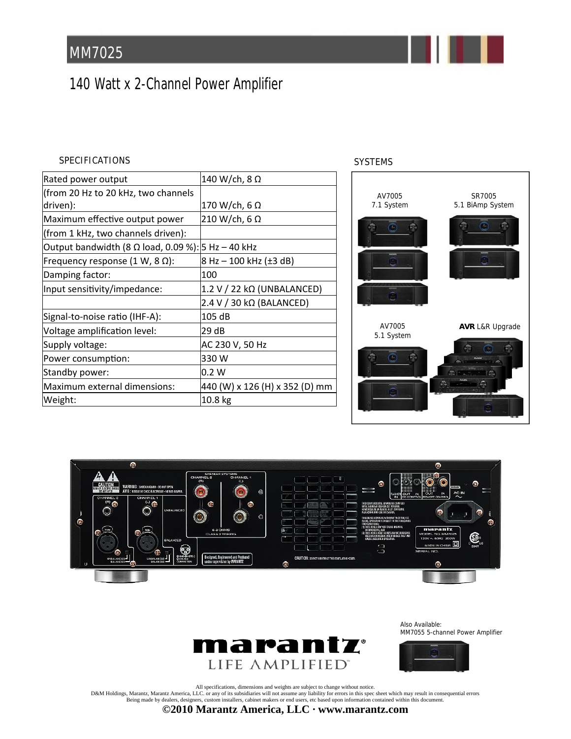# MM7025

## 140 Watt x 2-Channel Power Amplifier

### SPECIFICATIONS

| | |
|---|---|
| Rated power output | 140 W/ch, 8 Ω |
| (from 20 Hz to 20 kHz, two channels driven): | 170 W/ch, 6 Ω |
| Maximum effective output power | 210 W/ch, 6 Ω |
| (from 1 kHz, two channels driven): | |
| Output bandwidth (8 Ω load, 0.09 %): | 5 Hz – 40 kHz |
| Frequency response (1 W, 8 Ω): | 8 Hz – 100 kHz (±3 dB) |
| Damping factor: | 100 |
| Input sensitivity/impedance: | 1.2 V / 22 kΩ (UNBALANCED) |
| | 2.4 V / 30 kΩ (BALANCED) |
| Signal-to-noise ratio (IHF-A): | 105 dB |
| Voltage amplification level: | 29 dB |
| Supply voltage: | AC 230 V, 50 Hz |
| Power consumption: | 330 W |
| Standby power: | 0.2 W |
| Maximum external dimensions: | 440 (W) x 126 (H) x 352 (D) mm |
| Weight: | 10.8 kg |

### SYSTEMS

AV7005
7.1 System

SR7005
5.1 BiAmp System

AV7005
5.1 System

**AVR** L&R Upgrade

Also Available:
MM7055 5-channel Power Amplifier

marantz®
LIFE AMPLIFIED™

All specifications, dimensions and weights are subject to change without notice.
D&M Holdings, Marantz, Marantz America, LLC. or any of its subsidiaries will not assume any liability for errors in this spec sheet which may result in consequential errors
Being made by dealers, designers, custom installers, cabinet makers or end users, etc based upon information contained within this document.

**©2010 Marantz America, LLC · www.marantz.com**